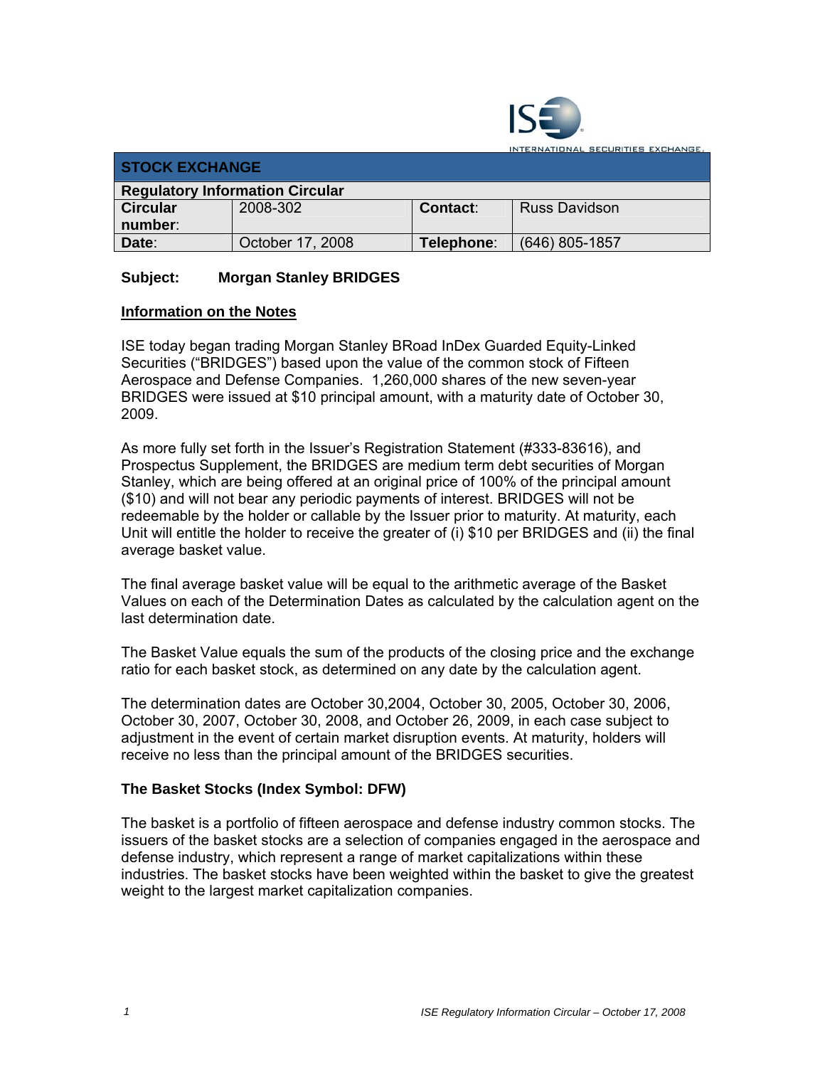# STOCK EXCHANGE

| Regulatory Information Circular | | | |
|---|---|---|---|
| **Circular number**: | 2008-302 | **Contact**: | Russ Davidson |
| **Date**: | October 17, 2008 | **Telephone**: | (646) 805-1857 |

**Subject: Morgan Stanley BRIDGES**

## Information on the Notes

ISE today began trading Morgan Stanley BRoad InDex Guarded Equity-Linked Securities ("BRIDGES") based upon the value of the common stock of Fifteen Aerospace and Defense Companies. 1,260,000 shares of the new seven-year BRIDGES were issued at $10 principal amount, with a maturity date of October 30, 2009.

As more fully set forth in the Issuer's Registration Statement (#333-83616), and Prospectus Supplement, the BRIDGES are medium term debt securities of Morgan Stanley, which are being offered at an original price of 100% of the principal amount ($10) and will not bear any periodic payments of interest. BRIDGES will not be redeemable by the holder or callable by the Issuer prior to maturity. At maturity, each Unit will entitle the holder to receive the greater of (i) $10 per BRIDGES and (ii) the final average basket value.

The final average basket value will be equal to the arithmetic average of the Basket Values on each of the Determination Dates as calculated by the calculation agent on the last determination date.

The Basket Value equals the sum of the products of the closing price and the exchange ratio for each basket stock, as determined on any date by the calculation agent.

The determination dates are October 30,2004, October 30, 2005, October 30, 2006, October 30, 2007, October 30, 2008, and October 26, 2009, in each case subject to adjustment in the event of certain market disruption events. At maturity, holders will receive no less than the principal amount of the BRIDGES securities.

### The Basket Stocks (Index Symbol: DFW)

The basket is a portfolio of fifteen aerospace and defense industry common stocks. The issuers of the basket stocks are a selection of companies engaged in the aerospace and defense industry, which represent a range of market capitalizations within these industries. The basket stocks have been weighted within the basket to give the greatest weight to the largest market capitalization companies.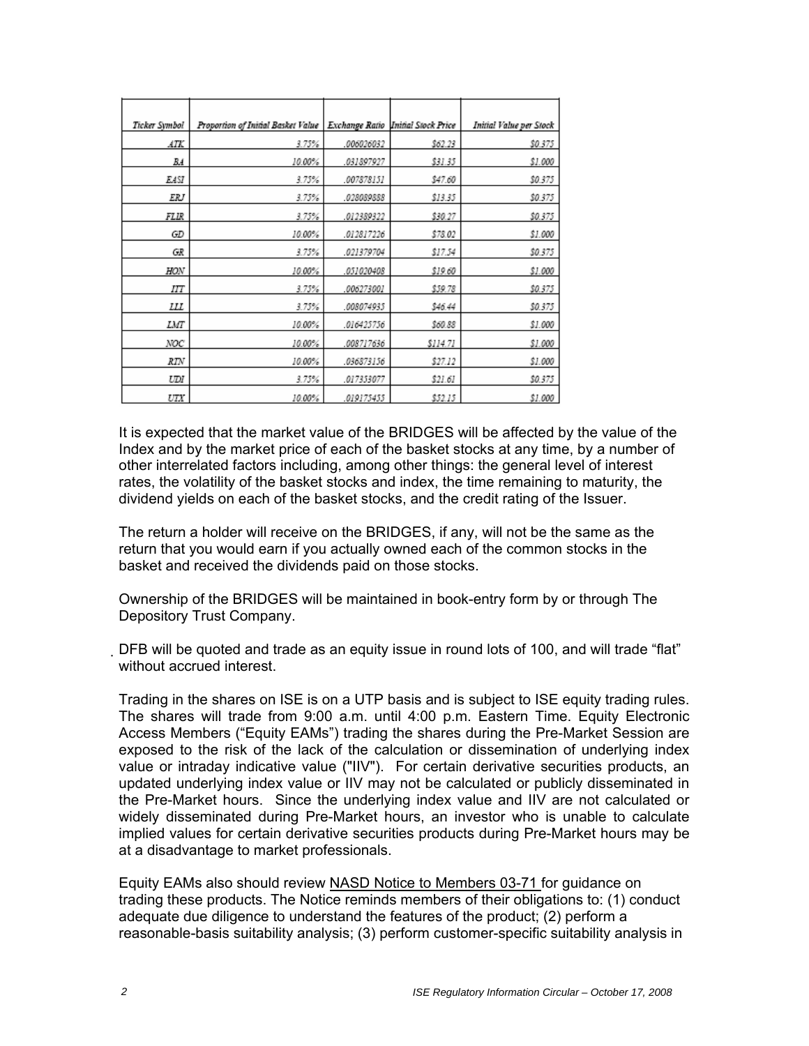| Ticker Symbol | Proportion of Initial Basket Value | Exchange Ratio | Initial Stock Price | Initial Value per Stock |
|---|---|---|---|---|
| ATK | 3.75% | .006026032 | $62.23 | $0.375 |
| BA | 10.00% | .031897927 | $31.35 | $1.000 |
| EASI | 3.75% | .007878151 | $47.60 | $0.375 |
| ERJ | 3.75% | .028089888 | $13.35 | $0.375 |
| FLIR | 3.75% | .012389322 | $30.27 | $0.375 |
| GD | 10.00% | .012817226 | $78.02 | $1.000 |
| GR | 3.75% | .021379704 | $17.54 | $0.375 |
| HON | 10.00% | .051020408 | $19.60 | $1.000 |
| ITT | 3.75% | .006273001 | $59.78 | $0.375 |
| LLL | 3.75% | .008074935 | $46.44 | $0.375 |
| LMT | 10.00% | .016425756 | $60.88 | $1.000 |
| NOC | 10.00% | .008717636 | $114.71 | $1.000 |
| RTN | 10.00% | .036873156 | $27.12 | $1.000 |
| UDI | 3.75% | .017353077 | $21.61 | $0.375 |
| UTX | 10.00% | .019175455 | $52.15 | $1.000 |

It is expected that the market value of the BRIDGES will be affected by the value of the Index and by the market price of each of the basket stocks at any time, by a number of other interrelated factors including, among other things: the general level of interest rates, the volatility of the basket stocks and index, the time remaining to maturity, the dividend yields on each of the basket stocks, and the credit rating of the Issuer.

The return a holder will receive on the BRIDGES, if any, will not be the same as the return that you would earn if you actually owned each of the common stocks in the basket and received the dividends paid on those stocks.

Ownership of the BRIDGES will be maintained in book-entry form by or through The Depository Trust Company.

DFB will be quoted and trade as an equity issue in round lots of 100, and will trade "flat" without accrued interest.

Trading in the shares on ISE is on a UTP basis and is subject to ISE equity trading rules. The shares will trade from 9:00 a.m. until 4:00 p.m. Eastern Time. Equity Electronic Access Members ("Equity EAMs") trading the shares during the Pre-Market Session are exposed to the risk of the lack of the calculation or dissemination of underlying index value or intraday indicative value ("IIV"). For certain derivative securities products, an updated underlying index value or IIV may not be calculated or publicly disseminated in the Pre-Market hours. Since the underlying index value and IIV are not calculated or widely disseminated during Pre-Market hours, an investor who is unable to calculate implied values for certain derivative securities products during Pre-Market hours may be at a disadvantage to market professionals.

Equity EAMs also should review NASD Notice to Members 03-71 for guidance on trading these products. The Notice reminds members of their obligations to: (1) conduct adequate due diligence to understand the features of the product; (2) perform a reasonable-basis suitability analysis; (3) perform customer-specific suitability analysis in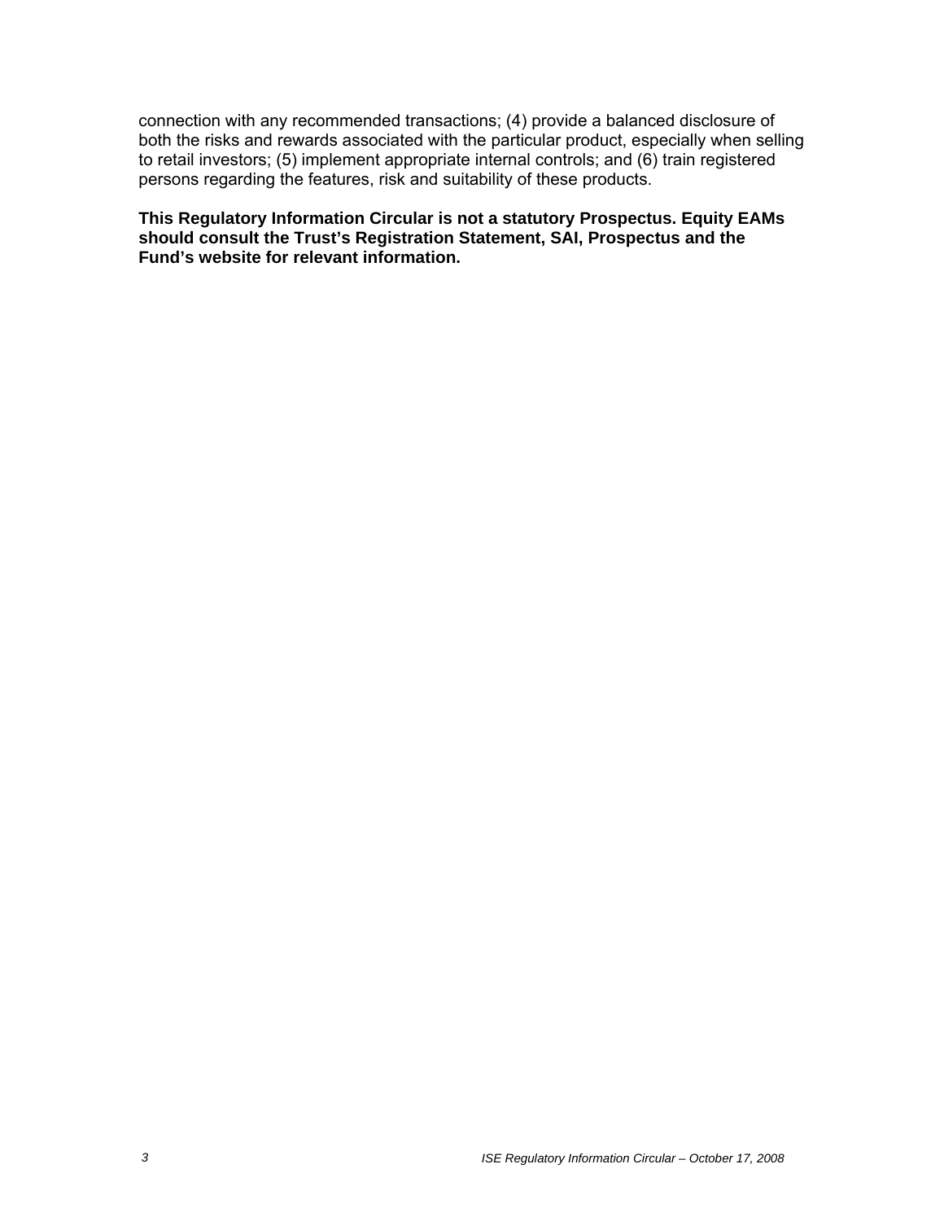connection with any recommended transactions; (4) provide a balanced disclosure of both the risks and rewards associated with the particular product, especially when selling to retail investors; (5) implement appropriate internal controls; and (6) train registered persons regarding the features, risk and suitability of these products.

**This Regulatory Information Circular is not a statutory Prospectus. Equity EAMs should consult the Trust's Registration Statement, SAI, Prospectus and the Fund's website for relevant information.**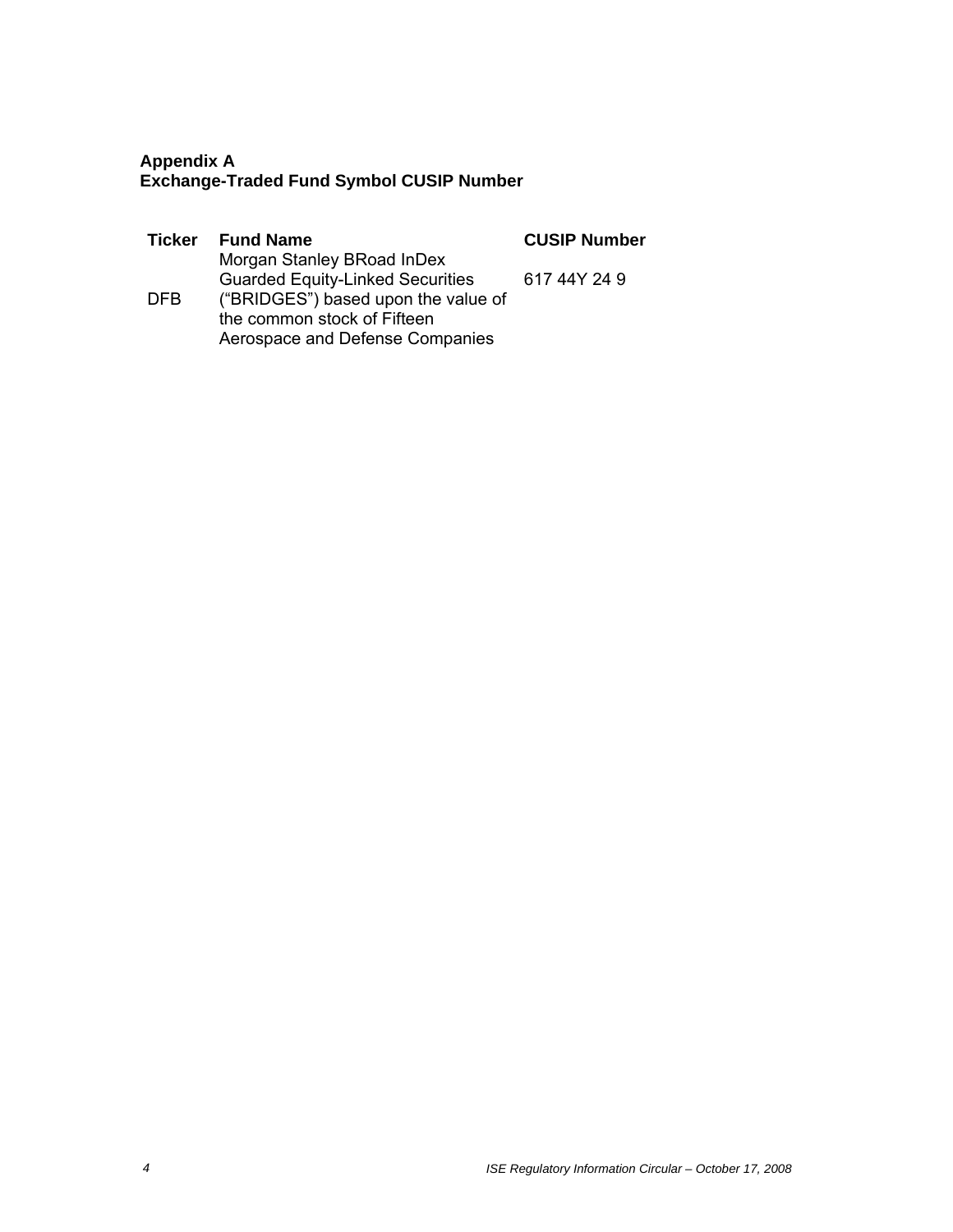**Appendix A**
**Exchange-Traded Fund Symbol CUSIP Number**

| Ticker | Fund Name | CUSIP Number |
|---|---|---|
| DFB | Morgan Stanley BRoad InDex Guarded Equity-Linked Securities ("BRIDGES") based upon the value of the common stock of Fifteen Aerospace and Defense Companies | 617 44Y 24 9 |